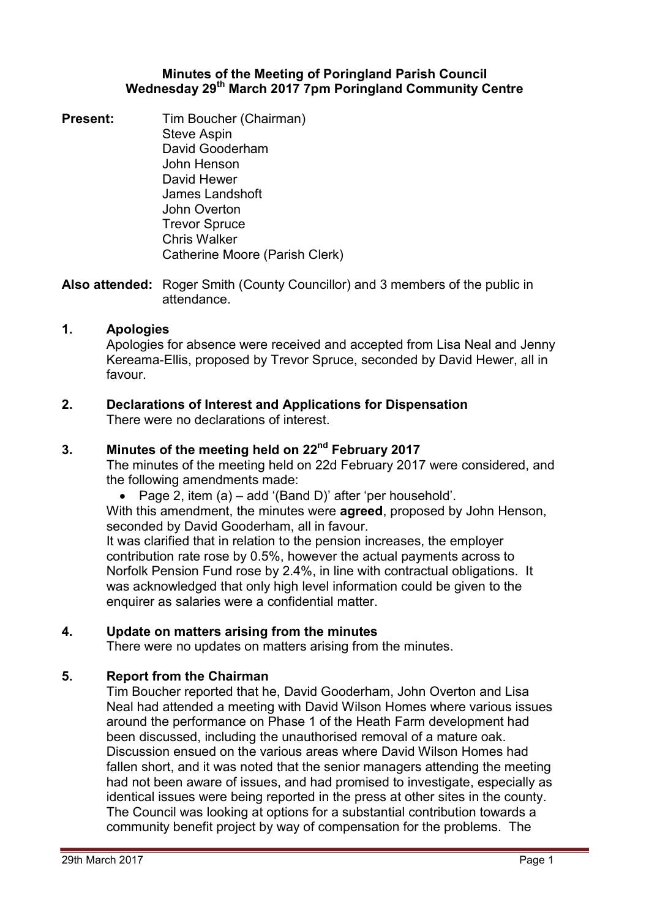# Minutes of the Meeting of Poringland Parish Council
## Wednesday 29th March 2017 7pm Poringland Community Centre

**Present:**
Tim Boucher (Chairman)
Steve Aspin
David Gooderham
John Henson
David Hewer
James Landshoft
John Overton
Trevor Spruce
Chris Walker
Catherine Moore (Parish Clerk)

**Also attended:** Roger Smith (County Councillor) and 3 members of the public in attendance.

### 1. Apologies

Apologies for absence were received and accepted from Lisa Neal and Jenny Kereama-Ellis, proposed by Trevor Spruce, seconded by David Hewer, all in favour.

### 2. Declarations of Interest and Applications for Dispensation

There were no declarations of interest.

### 3. Minutes of the meeting held on 22nd February 2017

The minutes of the meeting held on 22d February 2017 were considered, and the following amendments made:

- Page 2, item (a) – add '(Band D)' after 'per household'.

With this amendment, the minutes were **agreed**, proposed by John Henson, seconded by David Gooderham, all in favour.

It was clarified that in relation to the pension increases, the employer contribution rate rose by 0.5%, however the actual payments across to Norfolk Pension Fund rose by 2.4%, in line with contractual obligations. It was acknowledged that only high level information could be given to the enquirer as salaries were a confidential matter.

### 4. Update on matters arising from the minutes

There were no updates on matters arising from the minutes.

### 5. Report from the Chairman

Tim Boucher reported that he, David Gooderham, John Overton and Lisa Neal had attended a meeting with David Wilson Homes where various issues around the performance on Phase 1 of the Heath Farm development had been discussed, including the unauthorised removal of a mature oak. Discussion ensued on the various areas where David Wilson Homes had fallen short, and it was noted that the senior managers attending the meeting had not been aware of issues, and had promised to investigate, especially as identical issues were being reported in the press at other sites in the county. The Council was looking at options for a substantial contribution towards a community benefit project by way of compensation for the problems. The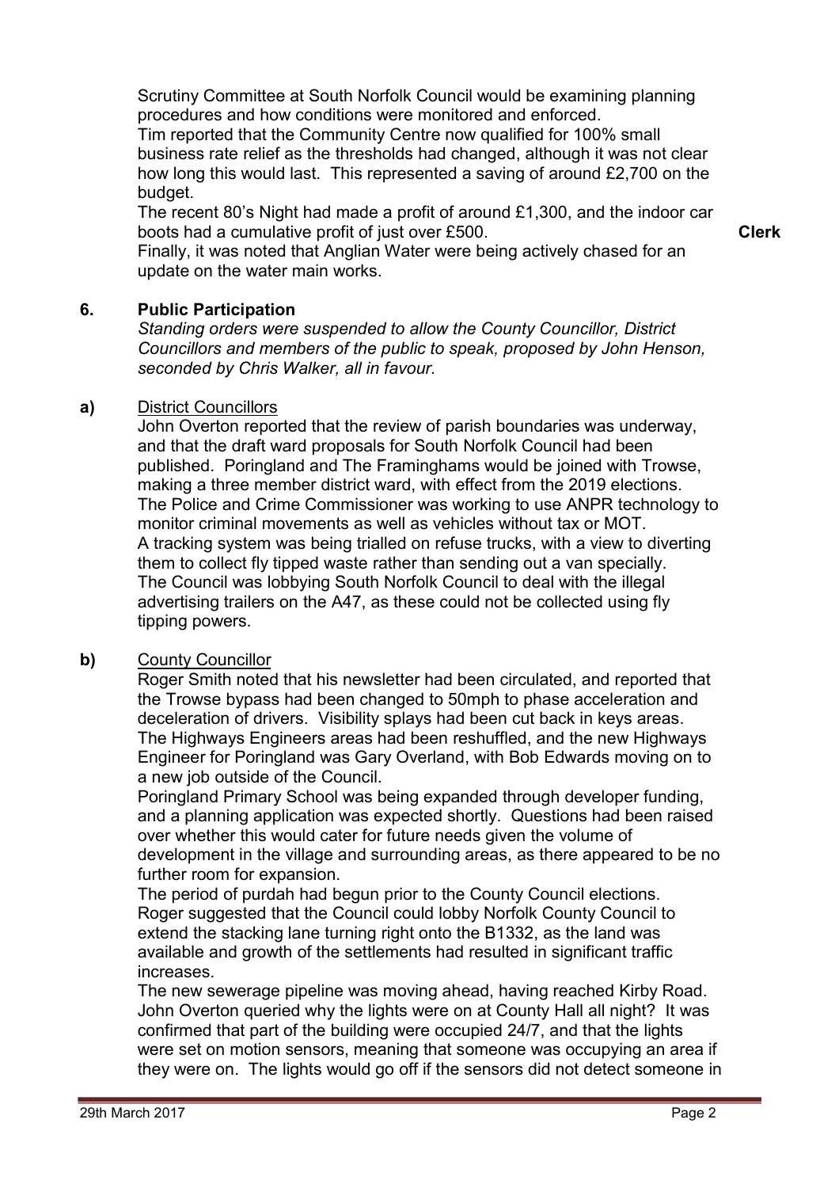Scrutiny Committee at South Norfolk Council would be examining planning procedures and how conditions were monitored and enforced.
Tim reported that the Community Centre now qualified for 100% small business rate relief as the thresholds had changed, although it was not clear how long this would last. This represented a saving of around £2,700 on the budget.
The recent 80's Night had made a profit of around £1,300, and the indoor car boots had a cumulative profit of just over £500. **Clerk**
Finally, it was noted that Anglian Water were being actively chased for an update on the water main works.

## 6. Public Participation

*Standing orders were suspended to allow the County Councillor, District Councillors and members of the public to speak, proposed by John Henson, seconded by Chris Walker, all in favour.*

**a)** District Councillors

John Overton reported that the review of parish boundaries was underway, and that the draft ward proposals for South Norfolk Council had been published. Poringland and The Framinghams would be joined with Trowse, making a three member district ward, with effect from the 2019 elections.
The Police and Crime Commissioner was working to use ANPR technology to monitor criminal movements as well as vehicles without tax or MOT.
A tracking system was being trialled on refuse trucks, with a view to diverting them to collect fly tipped waste rather than sending out a van specially.
The Council was lobbying South Norfolk Council to deal with the illegal advertising trailers on the A47, as these could not be collected using fly tipping powers.

**b)** County Councillor

Roger Smith noted that his newsletter had been circulated, and reported that the Trowse bypass had been changed to 50mph to phase acceleration and deceleration of drivers. Visibility splays had been cut back in keys areas.
The Highways Engineers areas had been reshuffled, and the new Highways Engineer for Poringland was Gary Overland, with Bob Edwards moving on to a new job outside of the Council.
Poringland Primary School was being expanded through developer funding, and a planning application was expected shortly. Questions had been raised over whether this would cater for future needs given the volume of development in the village and surrounding areas, as there appeared to be no further room for expansion.
The period of purdah had begun prior to the County Council elections.
Roger suggested that the Council could lobby Norfolk County Council to extend the stacking lane turning right onto the B1332, as the land was available and growth of the settlements had resulted in significant traffic increases.
The new sewerage pipeline was moving ahead, having reached Kirby Road.
John Overton queried why the lights were on at County Hall all night? It was confirmed that part of the building were occupied 24/7, and that the lights were set on motion sensors, meaning that someone was occupying an area if they were on. The lights would go off if the sensors did not detect someone in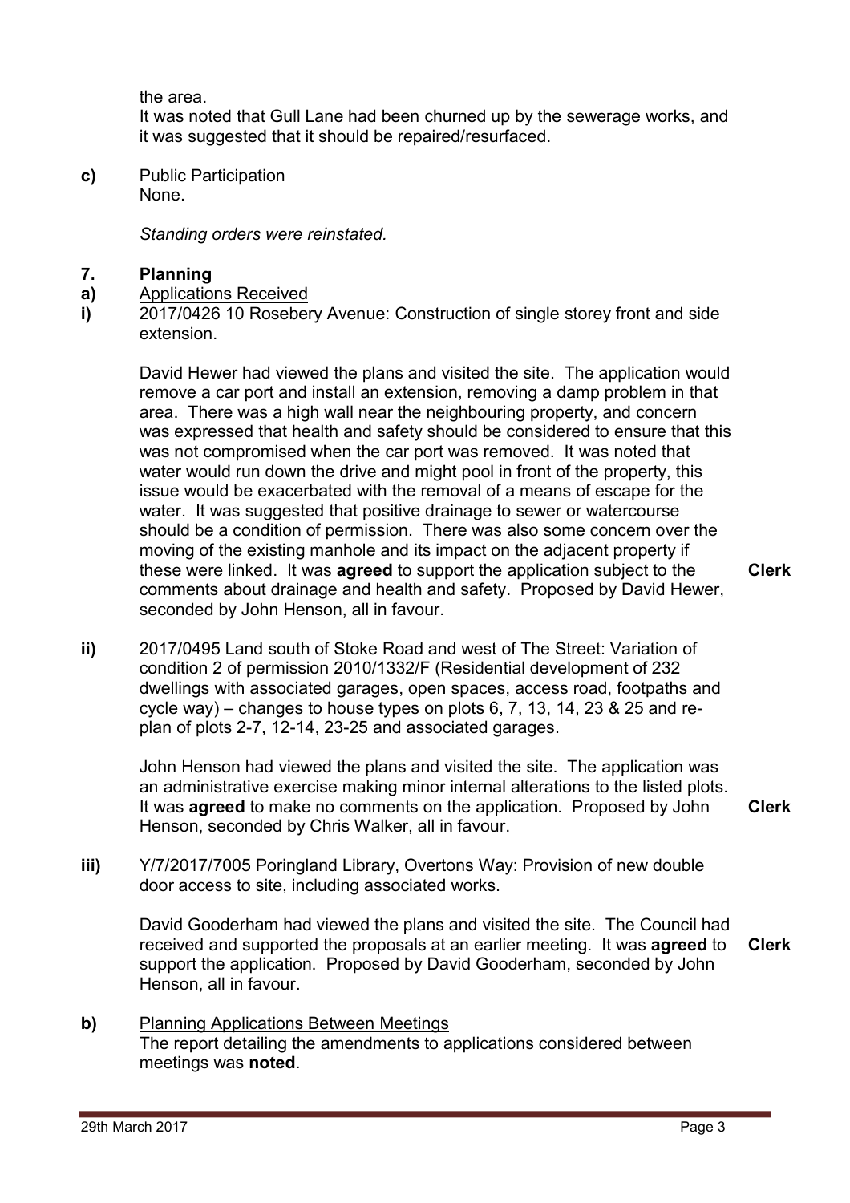the area.
It was noted that Gull Lane had been churned up by the sewerage works, and it was suggested that it should be repaired/resurfaced.

**c)** Public Participation
None.

*Standing orders were reinstated.*

## 7. Planning

**a)** Applications Received

**i)** 2017/0426 10 Rosebery Avenue: Construction of single storey front and side extension.

David Hewer had viewed the plans and visited the site. The application would remove a car port and install an extension, removing a damp problem in that area. There was a high wall near the neighbouring property, and concern was expressed that health and safety should be considered to ensure that this was not compromised when the car port was removed. It was noted that water would run down the drive and might pool in front of the property, this issue would be exacerbated with the removal of a means of escape for the water. It was suggested that positive drainage to sewer or watercourse should be a condition of permission. There was also some concern over the moving of the existing manhole and its impact on the adjacent property if these were linked. It was **agreed** to support the application subject to the comments about drainage and health and safety. Proposed by David Hewer, seconded by John Henson, all in favour. **Clerk**

**ii)** 2017/0495 Land south of Stoke Road and west of The Street: Variation of condition 2 of permission 2010/1332/F (Residential development of 232 dwellings with associated garages, open spaces, access road, footpaths and cycle way) – changes to house types on plots 6, 7, 13, 14, 23 & 25 and re-plan of plots 2-7, 12-14, 23-25 and associated garages.

John Henson had viewed the plans and visited the site. The application was an administrative exercise making minor internal alterations to the listed plots. It was **agreed** to make no comments on the application. Proposed by John Henson, seconded by Chris Walker, all in favour. **Clerk**

**iii)** Y/7/2017/7005 Poringland Library, Overtons Way: Provision of new double door access to site, including associated works.

David Gooderham had viewed the plans and visited the site. The Council had received and supported the proposals at an earlier meeting. It was **agreed** to support the application. Proposed by David Gooderham, seconded by John Henson, all in favour. **Clerk**

**b)** Planning Applications Between Meetings
The report detailing the amendments to applications considered between meetings was **noted**.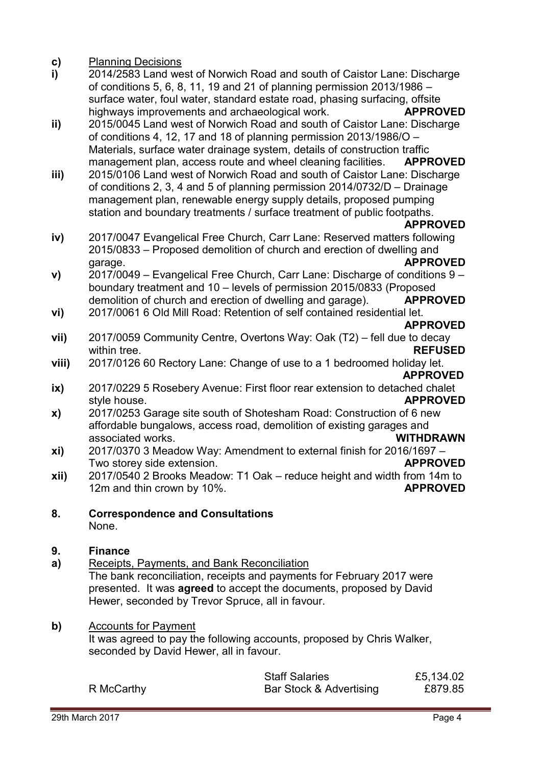**c)** Planning Decisions

**i)** 2014/2583 Land west of Norwich Road and south of Caistor Lane: Discharge of conditions 5, 6, 8, 11, 19 and 21 of planning permission 2013/1986 – surface water, foul water, standard estate road, phasing surfacing, offsite highways improvements and archaeological work. **APPROVED**

**ii)** 2015/0045 Land west of Norwich Road and south of Caistor Lane: Discharge of conditions 4, 12, 17 and 18 of planning permission 2013/1986/O – Materials, surface water drainage system, details of construction traffic management plan, access route and wheel cleaning facilities. **APPROVED**

**iii)** 2015/0106 Land west of Norwich Road and south of Caistor Lane: Discharge of conditions 2, 3, 4 and 5 of planning permission 2014/0732/D – Drainage management plan, renewable energy supply details, proposed pumping station and boundary treatments / surface treatment of public footpaths. **APPROVED**

**iv)** 2017/0047 Evangelical Free Church, Carr Lane: Reserved matters following 2015/0833 – Proposed demolition of church and erection of dwelling and garage. **APPROVED**

**v)** 2017/0049 – Evangelical Free Church, Carr Lane: Discharge of conditions 9 – boundary treatment and 10 – levels of permission 2015/0833 (Proposed demolition of church and erection of dwelling and garage). **APPROVED**

**vi)** 2017/0061 6 Old Mill Road: Retention of self contained residential let. **APPROVED**

**vii)** 2017/0059 Community Centre, Overtons Way: Oak (T2) – fell due to decay within tree. **REFUSED**

**viii)** 2017/0126 60 Rectory Lane: Change of use to a 1 bedroomed holiday let. **APPROVED**

**ix)** 2017/0229 5 Rosebery Avenue: First floor rear extension to detached chalet style house. **APPROVED**

**x)** 2017/0253 Garage site south of Shotesham Road: Construction of 6 new affordable bungalows, access road, demolition of existing garages and associated works. **WITHDRAWN**

**xi)** 2017/0370 3 Meadow Way: Amendment to external finish for 2016/1697 – Two storey side extension. **APPROVED**

**xii)** 2017/0540 2 Brooks Meadow: T1 Oak – reduce height and width from 14m to 12m and thin crown by 10%. **APPROVED**

## 8. Correspondence and Consultations

None.

## 9. Finance

**a)** Receipts, Payments, and Bank Reconciliation

The bank reconciliation, receipts and payments for February 2017 were presented. It was **agreed** to accept the documents, proposed by David Hewer, seconded by Trevor Spruce, all in favour.

**b)** Accounts for Payment

It was agreed to pay the following accounts, proposed by Chris Walker, seconded by David Hewer, all in favour.

| | | |
|---|---|---|
| | Staff Salaries | £5,134.02 |
| R McCarthy | Bar Stock & Advertising | £879.85 |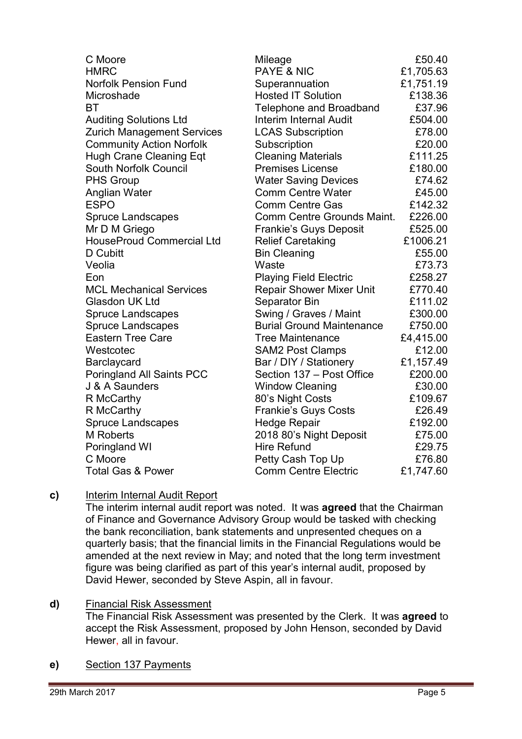| | | |
|---|---|---|
| C Moore | Mileage | £50.40 |
| HMRC | PAYE & NIC | £1,705.63 |
| Norfolk Pension Fund | Superannuation | £1,751.19 |
| Microshade | Hosted IT Solution | £138.36 |
| BT | Telephone and Broadband | £37.96 |
| Auditing Solutions Ltd | Interim Internal Audit | £504.00 |
| Zurich Management Services | LCAS Subscription | £78.00 |
| Community Action Norfolk | Subscription | £20.00 |
| Hugh Crane Cleaning Eqt | Cleaning Materials | £111.25 |
| South Norfolk Council | Premises License | £180.00 |
| PHS Group | Water Saving Devices | £74.62 |
| Anglian Water | Comm Centre Water | £45.00 |
| ESPO | Comm Centre Gas | £142.32 |
| Spruce Landscapes | Comm Centre Grounds Maint. | £226.00 |
| Mr D M Griego | Frankie's Guys Deposit | £525.00 |
| HouseProud Commercial Ltd | Relief Caretaking | £1006.21 |
| D Cubitt | Bin Cleaning | £55.00 |
| Veolia | Waste | £73.73 |
| Eon | Playing Field Electric | £258.27 |
| MCL Mechanical Services | Repair Shower Mixer Unit | £770.40 |
| Glasdon UK Ltd | Separator Bin | £111.02 |
| Spruce Landscapes | Swing / Graves / Maint | £300.00 |
| Spruce Landscapes | Burial Ground Maintenance | £750.00 |
| Eastern Tree Care | Tree Maintenance | £4,415.00 |
| Westcotec | SAM2 Post Clamps | £12.00 |
| Barclaycard | Bar / DIY / Stationery | £1,157.49 |
| Poringland All Saints PCC | Section 137 – Post Office | £200.00 |
| J & A Saunders | Window Cleaning | £30.00 |
| R McCarthy | 80's Night Costs | £109.67 |
| R McCarthy | Frankie's Guys Costs | £26.49 |
| Spruce Landscapes | Hedge Repair | £192.00 |
| M Roberts | 2018 80's Night Deposit | £75.00 |
| Poringland WI | Hire Refund | £29.75 |
| C Moore | Petty Cash Top Up | £76.80 |
| Total Gas & Power | Comm Centre Electric | £1,747.60 |

**c)** Interim Internal Audit Report

The interim internal audit report was noted. It was **agreed** that the Chairman of Finance and Governance Advisory Group would be tasked with checking the bank reconciliation, bank statements and unpresented cheques on a quarterly basis; that the financial limits in the Financial Regulations would be amended at the next review in May; and noted that the long term investment figure was being clarified as part of this year's internal audit, proposed by David Hewer, seconded by Steve Aspin, all in favour.

**d)** Financial Risk Assessment

The Financial Risk Assessment was presented by the Clerk. It was **agreed** to accept the Risk Assessment, proposed by John Henson, seconded by David Hewer, all in favour.

**e)** Section 137 Payments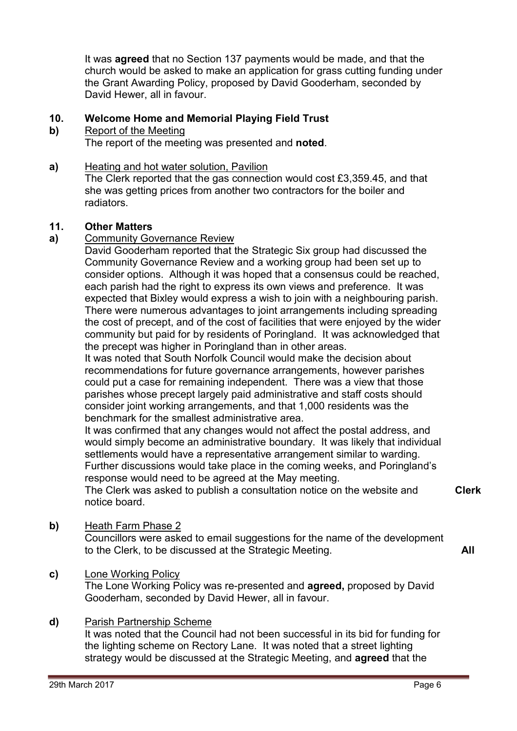It was **agreed** that no Section 137 payments would be made, and that the church would be asked to make an application for grass cutting funding under the Grant Awarding Policy, proposed by David Gooderham, seconded by David Hewer, all in favour.

**10. Welcome Home and Memorial Playing Field Trust**

**b)** Report of the Meeting

The report of the meeting was presented and **noted**.

**a)** Heating and hot water solution, Pavilion

The Clerk reported that the gas connection would cost £3,359.45, and that she was getting prices from another two contractors for the boiler and radiators.

**11. Other Matters**

**a)** Community Governance Review

David Gooderham reported that the Strategic Six group had discussed the Community Governance Review and a working group had been set up to consider options. Although it was hoped that a consensus could be reached, each parish had the right to express its own views and preference. It was expected that Bixley would express a wish to join with a neighbouring parish. There were numerous advantages to joint arrangements including spreading the cost of precept, and of the cost of facilities that were enjoyed by the wider community but paid for by residents of Poringland. It was acknowledged that the precept was higher in Poringland than in other areas.

It was noted that South Norfolk Council would make the decision about recommendations for future governance arrangements, however parishes could put a case for remaining independent. There was a view that those parishes whose precept largely paid administrative and staff costs should consider joint working arrangements, and that 1,000 residents was the benchmark for the smallest administrative area.

It was confirmed that any changes would not affect the postal address, and would simply become an administrative boundary. It was likely that individual settlements would have a representative arrangement similar to warding. Further discussions would take place in the coming weeks, and Poringland's response would need to be agreed at the May meeting.

The Clerk was asked to publish a consultation notice on the website and notice board. **Clerk**

**b)** Heath Farm Phase 2

Councillors were asked to email suggestions for the name of the development to the Clerk, to be discussed at the Strategic Meeting. **All**

**c)** Lone Working Policy

The Lone Working Policy was re-presented and **agreed,** proposed by David Gooderham, seconded by David Hewer, all in favour.

**d)** Parish Partnership Scheme

It was noted that the Council had not been successful in its bid for funding for the lighting scheme on Rectory Lane. It was noted that a street lighting strategy would be discussed at the Strategic Meeting, and **agreed** that the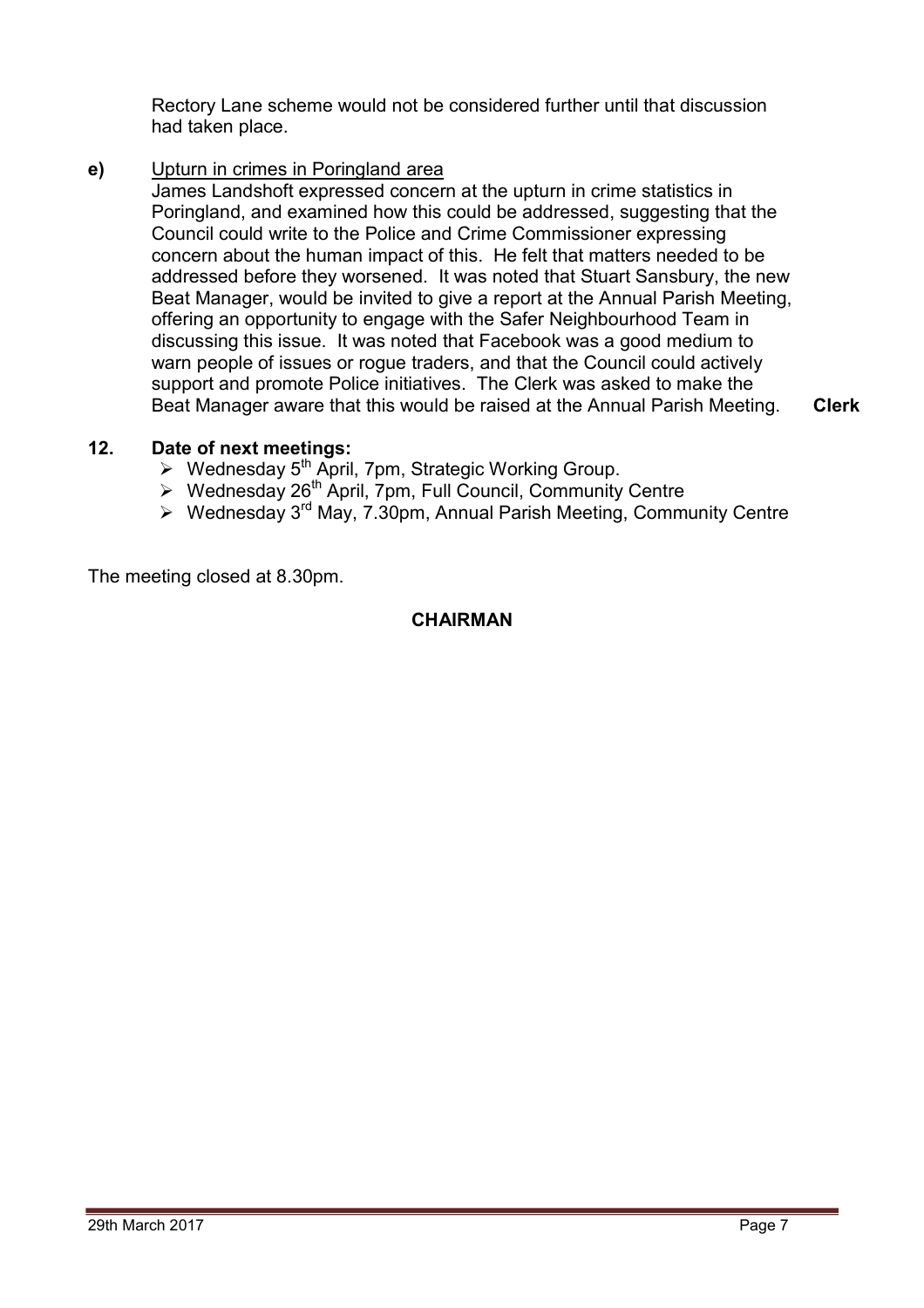Rectory Lane scheme would not be considered further until that discussion had taken place.

**e)** Upturn in crimes in Poringland area

James Landshoft expressed concern at the upturn in crime statistics in Poringland, and examined how this could be addressed, suggesting that the Council could write to the Police and Crime Commissioner expressing concern about the human impact of this. He felt that matters needed to be addressed before they worsened. It was noted that Stuart Sansbury, the new Beat Manager, would be invited to give a report at the Annual Parish Meeting, offering an opportunity to engage with the Safer Neighbourhood Team in discussing this issue. It was noted that Facebook was a good medium to warn people of issues or rogue traders, and that the Council could actively support and promote Police initiatives. The Clerk was asked to make the Beat Manager aware that this would be raised at the Annual Parish Meeting. **Clerk**

## 12. Date of next meetings:

- Wednesday 5th April, 7pm, Strategic Working Group.
- Wednesday 26th April, 7pm, Full Council, Community Centre
- Wednesday 3rd May, 7.30pm, Annual Parish Meeting, Community Centre

The meeting closed at 8.30pm.

**CHAIRMAN**